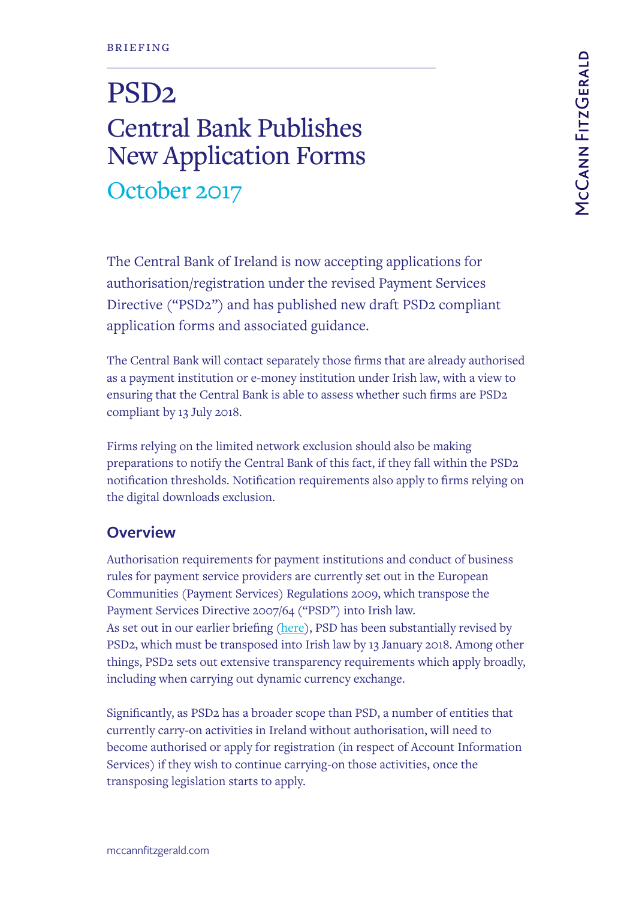BRIEFING

# PSD2

# Central Bank Publishes New Application Forms

## October 2017

The Central Bank of Ireland is now accepting applications for authorisation/registration under the revised Payment Services Directive ("PSD2") and has published new draft PSD2 compliant application forms and associated guidance.

The Central Bank will contact separately those firms that are already authorised as a payment institution or e-money institution under Irish law, with a view to ensuring that the Central Bank is able to assess whether such firms are PSD2 compliant by 13 July 2018.

Firms relying on the limited network exclusion should also be making preparations to notify the Central Bank of this fact, if they fall within the PSD2 notification thresholds. Notification requirements also apply to firms relying on the digital downloads exclusion.

## Overview

Authorisation requirements for payment institutions and conduct of business rules for payment service providers are currently set out in the European Communities (Payment Services) Regulations 2009, which transpose the Payment Services Directive 2007/64 ("PSD") into Irish law.
As set out in our earlier briefing (here), PSD has been substantially revised by PSD2, which must be transposed into Irish law by 13 January 2018. Among other things, PSD2 sets out extensive transparency requirements which apply broadly, including when carrying out dynamic currency exchange.

Significantly, as PSD2 has a broader scope than PSD, a number of entities that currently carry-on activities in Ireland without authorisation, will need to become authorised or apply for registration (in respect of Account Information Services) if they wish to continue carrying-on those activities, once the transposing legislation starts to apply.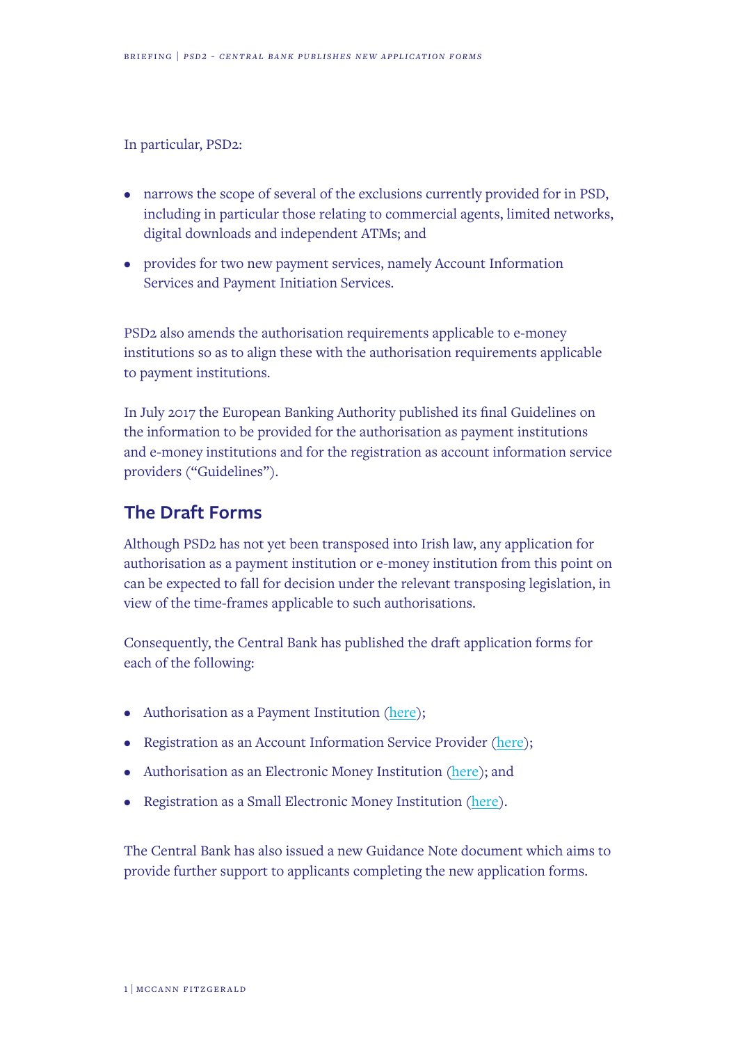In particular, PSD2:

- narrows the scope of several of the exclusions currently provided for in PSD, including in particular those relating to commercial agents, limited networks, digital downloads and independent ATMs; and
- provides for two new payment services, namely Account Information Services and Payment Initiation Services.

PSD2 also amends the authorisation requirements applicable to e-money institutions so as to align these with the authorisation requirements applicable to payment institutions.

In July 2017 the European Banking Authority published its final Guidelines on the information to be provided for the authorisation as payment institutions and e-money institutions and for the registration as account information service providers ("Guidelines").

## The Draft Forms

Although PSD2 has not yet been transposed into Irish law, any application for authorisation as a payment institution or e-money institution from this point on can be expected to fall for decision under the relevant transposing legislation, in view of the time-frames applicable to such authorisations.

Consequently, the Central Bank has published the draft application forms for each of the following:

- Authorisation as a Payment Institution (here);
- Registration as an Account Information Service Provider (here);
- Authorisation as an Electronic Money Institution (here); and
- Registration as a Small Electronic Money Institution (here).

The Central Bank has also issued a new Guidance Note document which aims to provide further support to applicants completing the new application forms.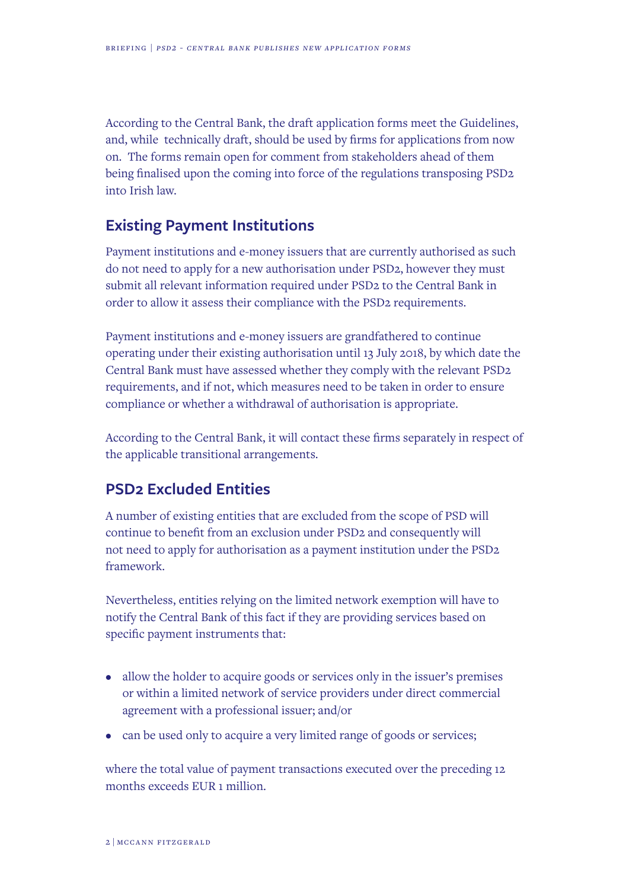According to the Central Bank, the draft application forms meet the Guidelines, and, while technically draft, should be used by firms for applications from now on. The forms remain open for comment from stakeholders ahead of them being finalised upon the coming into force of the regulations transposing PSD2 into Irish law.

## Existing Payment Institutions

Payment institutions and e-money issuers that are currently authorised as such do not need to apply for a new authorisation under PSD2, however they must submit all relevant information required under PSD2 to the Central Bank in order to allow it assess their compliance with the PSD2 requirements.

Payment institutions and e-money issuers are grandfathered to continue operating under their existing authorisation until 13 July 2018, by which date the Central Bank must have assessed whether they comply with the relevant PSD2 requirements, and if not, which measures need to be taken in order to ensure compliance or whether a withdrawal of authorisation is appropriate.

According to the Central Bank, it will contact these firms separately in respect of the applicable transitional arrangements.

## PSD2 Excluded Entities

A number of existing entities that are excluded from the scope of PSD will continue to benefit from an exclusion under PSD2 and consequently will not need to apply for authorisation as a payment institution under the PSD2 framework.

Nevertheless, entities relying on the limited network exemption will have to notify the Central Bank of this fact if they are providing services based on specific payment instruments that:

- allow the holder to acquire goods or services only in the issuer's premises or within a limited network of service providers under direct commercial agreement with a professional issuer; and/or
- can be used only to acquire a very limited range of goods or services;

where the total value of payment transactions executed over the preceding 12 months exceeds EUR 1 million.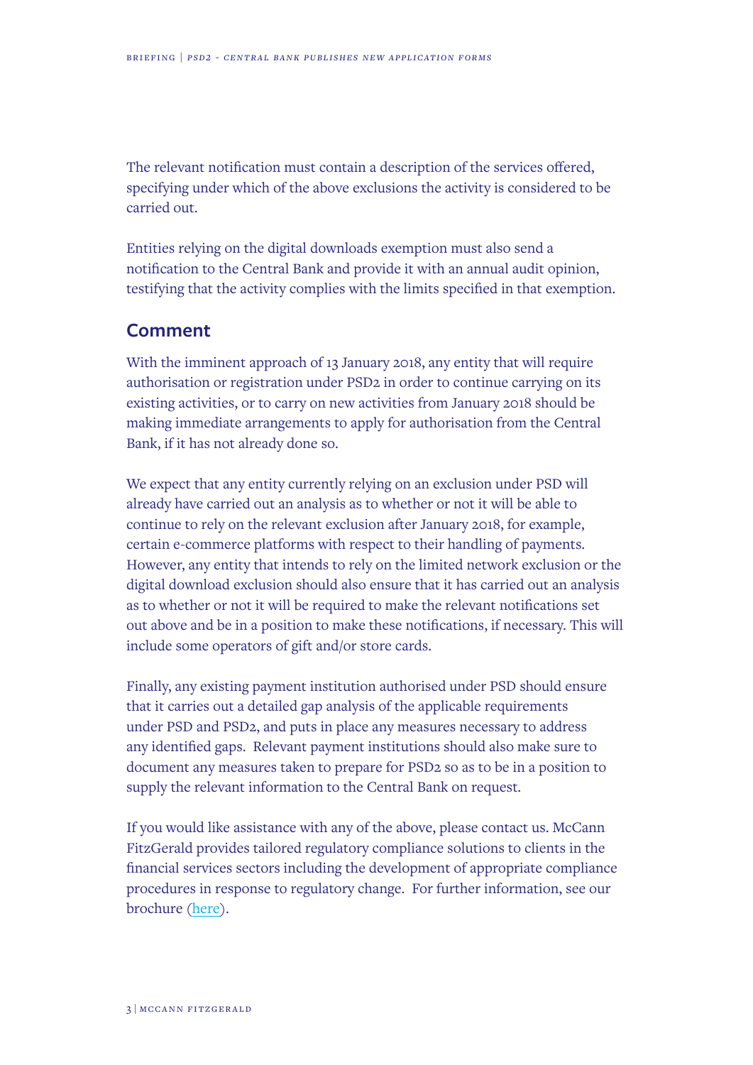The relevant notification must contain a description of the services offered, specifying under which of the above exclusions the activity is considered to be carried out.

Entities relying on the digital downloads exemption must also send a notification to the Central Bank and provide it with an annual audit opinion, testifying that the activity complies with the limits specified in that exemption.

## Comment

With the imminent approach of 13 January 2018, any entity that will require authorisation or registration under PSD2 in order to continue carrying on its existing activities, or to carry on new activities from January 2018 should be making immediate arrangements to apply for authorisation from the Central Bank, if it has not already done so.

We expect that any entity currently relying on an exclusion under PSD will already have carried out an analysis as to whether or not it will be able to continue to rely on the relevant exclusion after January 2018, for example, certain e-commerce platforms with respect to their handling of payments. However, any entity that intends to rely on the limited network exclusion or the digital download exclusion should also ensure that it has carried out an analysis as to whether or not it will be required to make the relevant notifications set out above and be in a position to make these notifications, if necessary. This will include some operators of gift and/or store cards.

Finally, any existing payment institution authorised under PSD should ensure that it carries out a detailed gap analysis of the applicable requirements under PSD and PSD2, and puts in place any measures necessary to address any identified gaps. Relevant payment institutions should also make sure to document any measures taken to prepare for PSD2 so as to be in a position to supply the relevant information to the Central Bank on request.

If you would like assistance with any of the above, please contact us. McCann FitzGerald provides tailored regulatory compliance solutions to clients in the financial services sectors including the development of appropriate compliance procedures in response to regulatory change. For further information, see our brochure (here).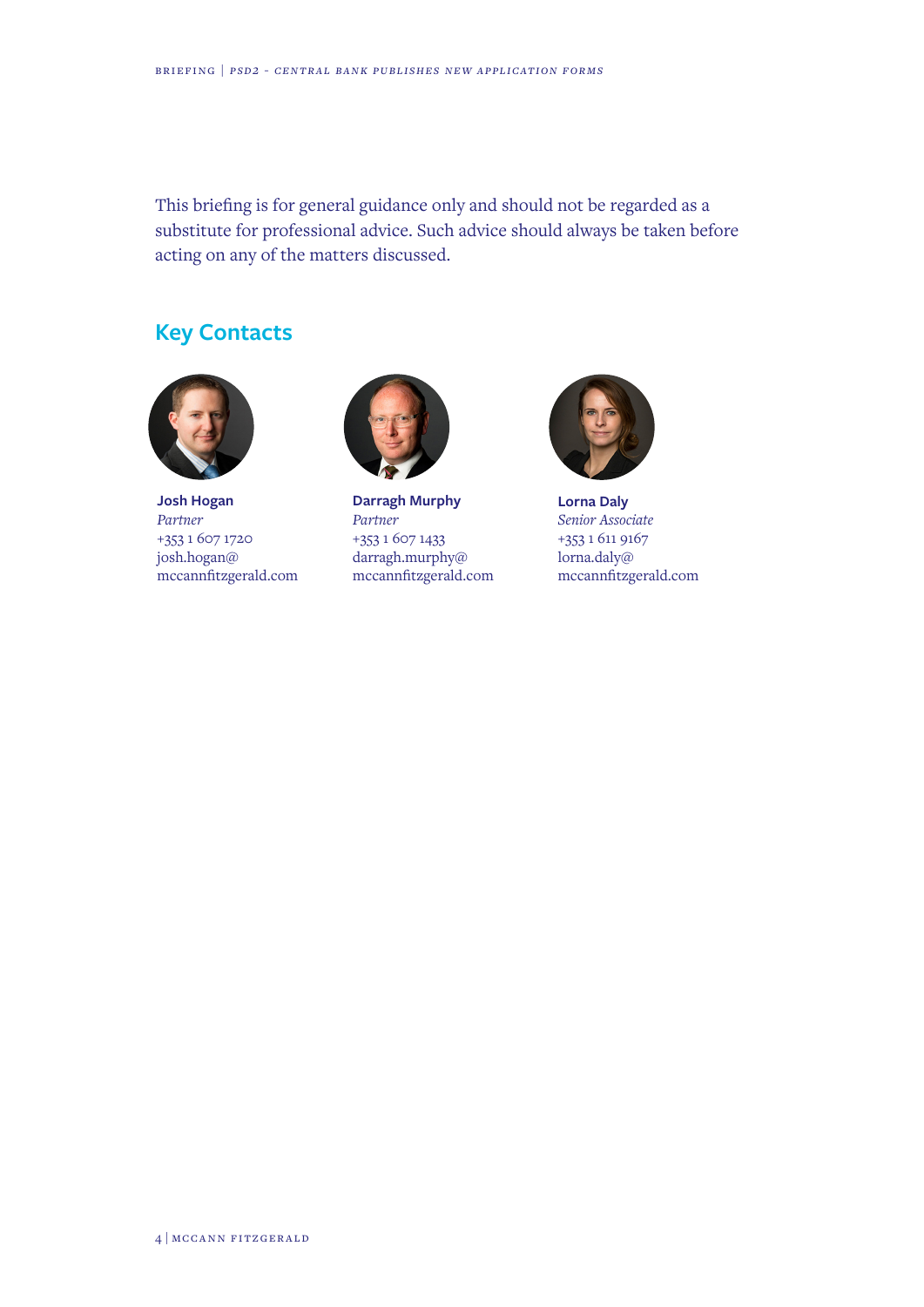This briefing is for general guidance only and should not be regarded as a substitute for professional advice. Such advice should always be taken before acting on any of the matters discussed.

## Key Contacts

**Josh Hogan**
*Partner*
+353 1 607 1720
josh.hogan@
mccannfitzgerald.com

**Darragh Murphy**
*Partner*
+353 1 607 1433
darragh.murphy@
mccannfitzgerald.com

**Lorna Daly**
*Senior Associate*
+353 1 611 9167
lorna.daly@
mccannfitzgerald.com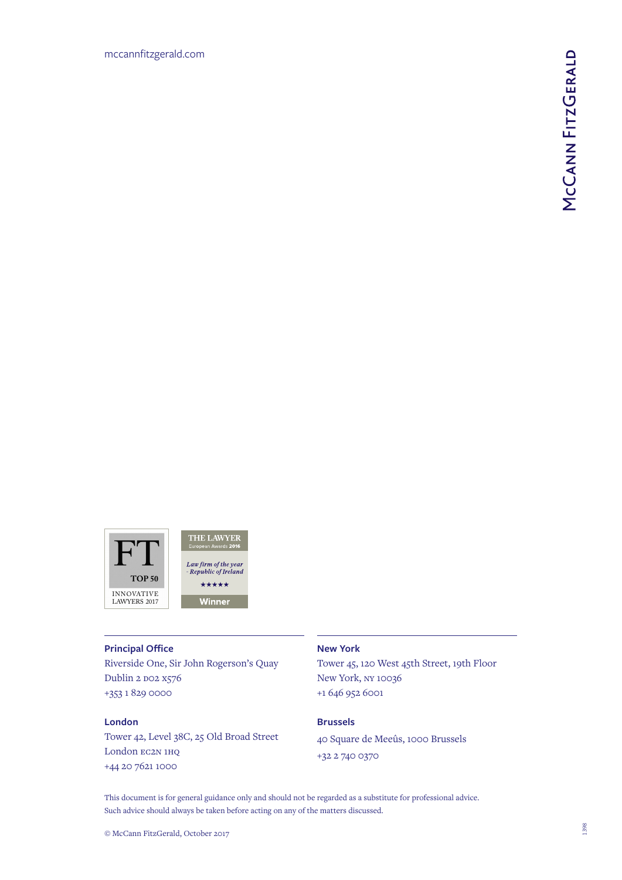mccannfitzgerald.com

McCann FitzGerald

FT TOP 50 INNOVATIVE LAWYERS 2017

THE LAWYER European Awards 2016

*Law firm of the year - Republic of Ireland*

★★★★★

Winner

**Principal Office**
Riverside One, Sir John Rogerson's Quay
Dublin 2 D02 X576
+353 1 829 0000

**London**
Tower 42, Level 38C, 25 Old Broad Street
London EC2N 1HQ
+44 20 7621 1000

**New York**
Tower 45, 120 West 45th Street, 19th Floor
New York, NY 10036
+1 646 952 6001

**Brussels**
40 Square de Meeûs, 1000 Brussels
+32 2 740 0370

This document is for general guidance only and should not be regarded as a substitute for professional advice. Such advice should always be taken before acting on any of the matters discussed.

© McCann FitzGerald, October 2017

1398